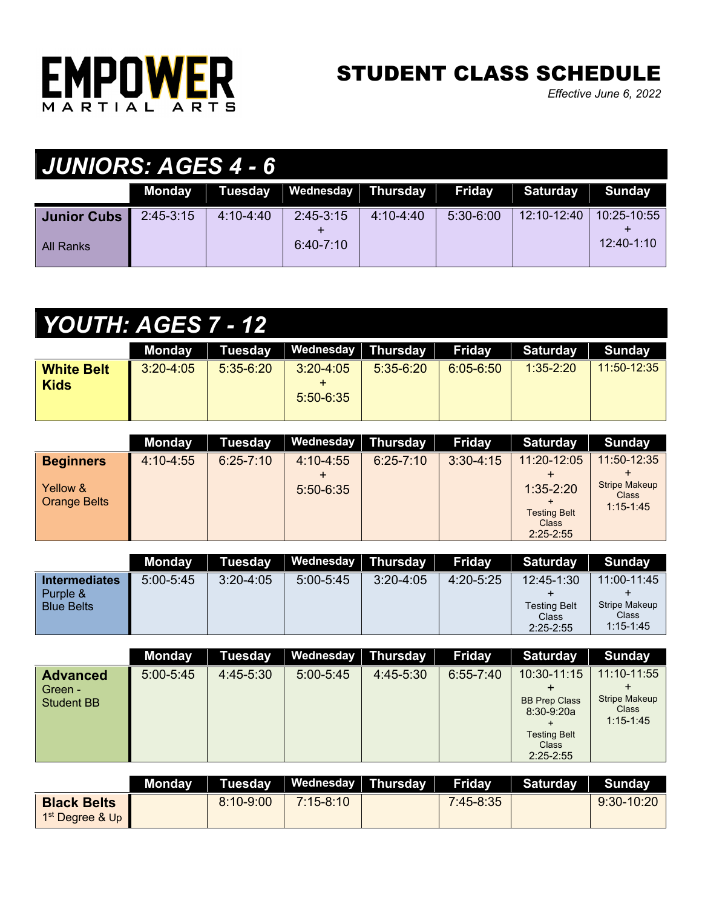# EMPOWER MARTIAL ARTS

# STUDENT CLASS SCHEDULE

*Effective June 6, 2022*

## *JUNIORS: AGES 4 - 6*

| | Monday | Tuesday | Wednesday | Thursday | Friday | Saturday | Sunday |
|---|---|---|---|---|---|---|---|
| **Junior Cubs** All Ranks | 2:45-3:15 | 4:10-4:40 | 2:45-3:15 + 6:40-7:10 | 4:10-4:40 | 5:30-6:00 | 12:10-12:40 | 10:25-10:55 + 12:40-1:10 |

## *YOUTH: AGES 7 - 12*

| | Monday | Tuesday | Wednesday | Thursday | Friday | Saturday | Sunday |
|---|---|---|---|---|---|---|---|
| **White Belt Kids** | 3:20-4:05 | 5:35-6:20 | 3:20-4:05 + 5:50-6:35 | 5:35-6:20 | 6:05-6:50 | 1:35-2:20 | 11:50-12:35 |

| | Monday | Tuesday | Wednesday | Thursday | Friday | Saturday | Sunday |
|---|---|---|---|---|---|---|---|
| **Beginners** Yellow & Orange Belts | 4:10-4:55 | 6:25-7:10 | 4:10-4:55 + 5:50-6:35 | 6:25-7:10 | 3:30-4:15 | 11:20-12:05 + 1:35-2:20 + Testing Belt Class 2:25-2:55 | 11:50-12:35 + Stripe Makeup Class 1:15-1:45 |

| | Monday | Tuesday | Wednesday | Thursday | Friday | Saturday | Sunday |
|---|---|---|---|---|---|---|---|
| **Intermediates** Purple & Blue Belts | 5:00-5:45 | 3:20-4:05 | 5:00-5:45 | 3:20-4:05 | 4:20-5:25 | 12:45-1:30 + Testing Belt Class 2:25-2:55 | 11:00-11:45 + Stripe Makeup Class 1:15-1:45 |

| | Monday | Tuesday | Wednesday | Thursday | Friday | Saturday | Sunday |
|---|---|---|---|---|---|---|---|
| **Advanced** Green - Student BB | 5:00-5:45 | 4:45-5:30 | 5:00-5:45 | 4:45-5:30 | 6:55-7:40 | 10:30-11:15 + BB Prep Class 8:30-9:20a + Testing Belt Class 2:25-2:55 | 11:10-11:55 + Stripe Makeup Class 1:15-1:45 |

| | Monday | Tuesday | Wednesday | Thursday | Friday | Saturday | Sunday |
|---|---|---|---|---|---|---|---|
| **Black Belts** 1st Degree & Up | | 8:10-9:00 | 7:15-8:10 | | 7:45-8:35 | | 9:30-10:20 |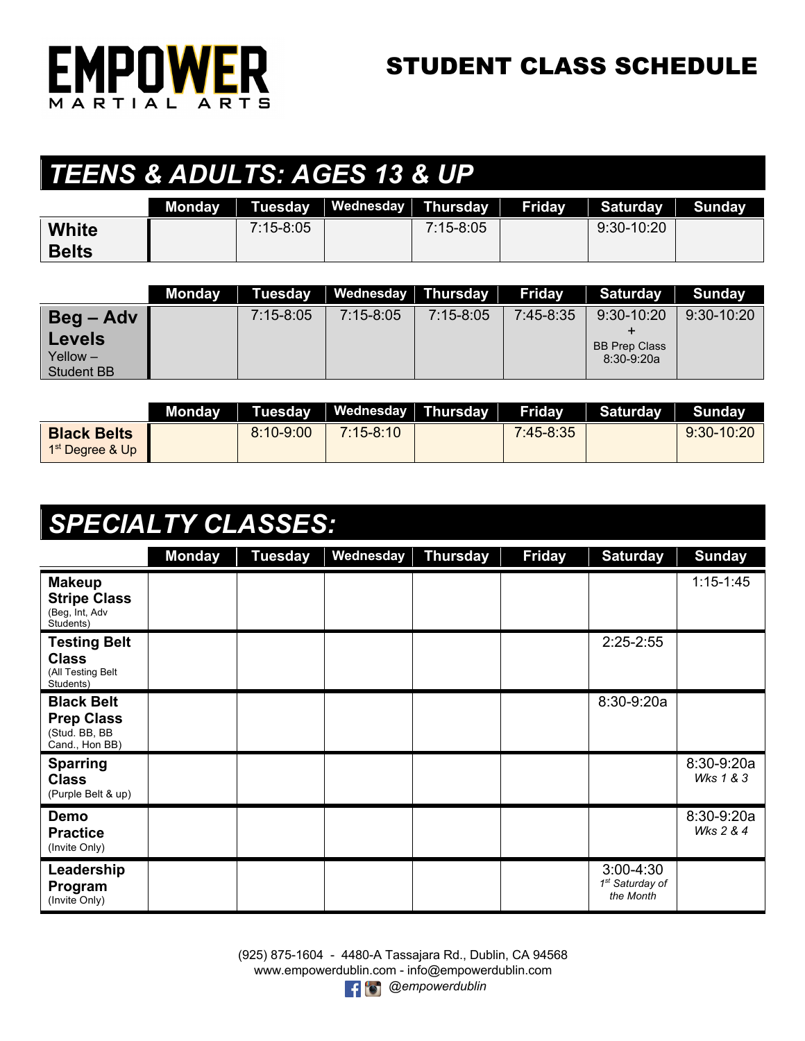# EMPOWER MARTIAL ARTS

# STUDENT CLASS SCHEDULE

## TEENS & ADULTS: AGES 13 & UP

| | Monday | Tuesday | Wednesday | Thursday | Friday | Saturday | Sunday |
|---|---|---|---|---|---|---|---|
| **White Belts** | | 7:15-8:05 | | 7:15-8:05 | | 9:30-10:20 | |

| | Monday | Tuesday | Wednesday | Thursday | Friday | Saturday | Sunday |
|---|---|---|---|---|---|---|---|
| **Beg – Adv Levels** Yellow – Student BB | | 7:15-8:05 | 7:15-8:05 | 7:15-8:05 | 7:45-8:35 | 9:30-10:20 + BB Prep Class 8:30-9:20a | 9:30-10:20 |

| | Monday | Tuesday | Wednesday | Thursday | Friday | Saturday | Sunday |
|---|---|---|---|---|---|---|---|
| **Black Belts** 1st Degree & Up | | 8:10-9:00 | 7:15-8:10 | | 7:45-8:35 | | 9:30-10:20 |

## SPECIALTY CLASSES:

| | Monday | Tuesday | Wednesday | Thursday | Friday | Saturday | Sunday |
|---|---|---|---|---|---|---|---|
| **Makeup Stripe Class** (Beg, Int, Adv Students) | | | | | | | 1:15-1:45 |
| **Testing Belt Class** (All Testing Belt Students) | | | | | | 2:25-2:55 | |
| **Black Belt Prep Class** (Stud. BB, BB Cand., Hon BB) | | | | | | 8:30-9:20a | |
| **Sparring Class** (Purple Belt & up) | | | | | | | 8:30-9:20a *Wks 1 & 3* |
| **Demo Practice** (Invite Only) | | | | | | | 8:30-9:20a *Wks 2 & 4* |
| **Leadership Program** (Invite Only) | | | | | | 3:00-4:30 *1st Saturday of the Month* | |

(925) 875-1604 - 4480-A Tassajara Rd., Dublin, CA 94568
www.empowerdublin.com - info@empowerdublin.com
*@empowerdublin*